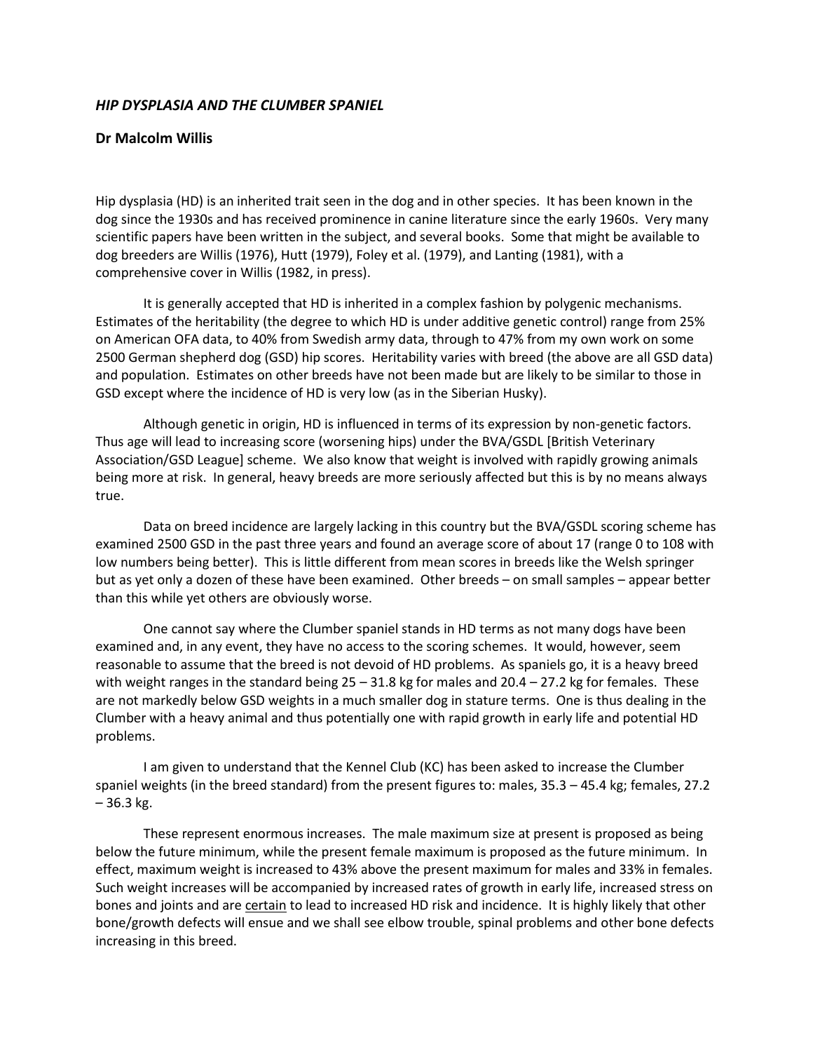## *HIP DYSPLASIA AND THE CLUMBER SPANIEL*

**Dr Malcolm Willis**

Hip dysplasia (HD) is an inherited trait seen in the dog and in other species. It has been known in the dog since the 1930s and has received prominence in canine literature since the early 1960s. Very many scientific papers have been written in the subject, and several books. Some that might be available to dog breeders are Willis (1976), Hutt (1979), Foley et al. (1979), and Lanting (1981), with a comprehensive cover in Willis (1982, in press).

It is generally accepted that HD is inherited in a complex fashion by polygenic mechanisms. Estimates of the heritability (the degree to which HD is under additive genetic control) range from 25% on American OFA data, to 40% from Swedish army data, through to 47% from my own work on some 2500 German shepherd dog (GSD) hip scores. Heritability varies with breed (the above are all GSD data) and population. Estimates on other breeds have not been made but are likely to be similar to those in GSD except where the incidence of HD is very low (as in the Siberian Husky).

Although genetic in origin, HD is influenced in terms of its expression by non-genetic factors. Thus age will lead to increasing score (worsening hips) under the BVA/GSDL [British Veterinary Association/GSD League] scheme. We also know that weight is involved with rapidly growing animals being more at risk. In general, heavy breeds are more seriously affected but this is by no means always true.

Data on breed incidence are largely lacking in this country but the BVA/GSDL scoring scheme has examined 2500 GSD in the past three years and found an average score of about 17 (range 0 to 108 with low numbers being better). This is little different from mean scores in breeds like the Welsh springer but as yet only a dozen of these have been examined. Other breeds – on small samples – appear better than this while yet others are obviously worse.

One cannot say where the Clumber spaniel stands in HD terms as not many dogs have been examined and, in any event, they have no access to the scoring schemes. It would, however, seem reasonable to assume that the breed is not devoid of HD problems. As spaniels go, it is a heavy breed with weight ranges in the standard being 25 – 31.8 kg for males and 20.4 – 27.2 kg for females. These are not markedly below GSD weights in a much smaller dog in stature terms. One is thus dealing in the Clumber with a heavy animal and thus potentially one with rapid growth in early life and potential HD problems.

I am given to understand that the Kennel Club (KC) has been asked to increase the Clumber spaniel weights (in the breed standard) from the present figures to: males, 35.3 – 45.4 kg; females, 27.2 – 36.3 kg.

These represent enormous increases. The male maximum size at present is proposed as being below the future minimum, while the present female maximum is proposed as the future minimum. In effect, maximum weight is increased to 43% above the present maximum for males and 33% in females. Such weight increases will be accompanied by increased rates of growth in early life, increased stress on bones and joints and are <u>certain</u> to lead to increased HD risk and incidence. It is highly likely that other bone/growth defects will ensue and we shall see elbow trouble, spinal problems and other bone defects increasing in this breed.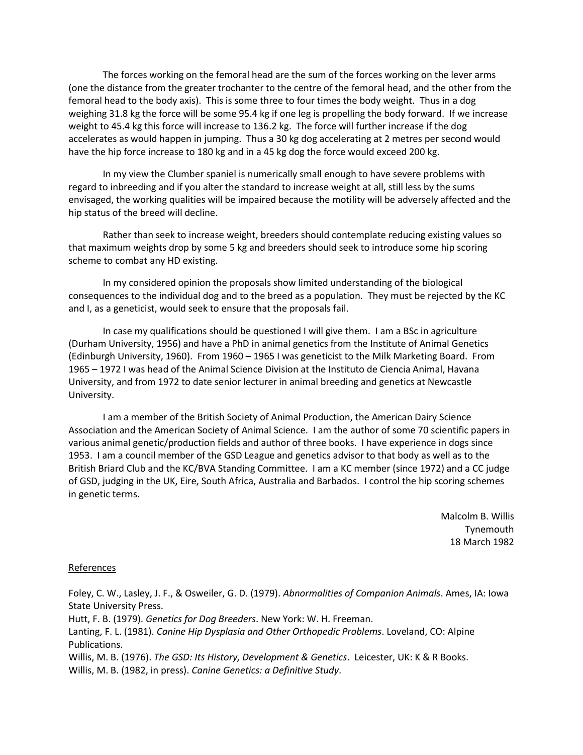The forces working on the femoral head are the sum of the forces working on the lever arms (one the distance from the greater trochanter to the centre of the femoral head, and the other from the femoral head to the body axis). This is some three to four times the body weight. Thus in a dog weighing 31.8 kg the force will be some 95.4 kg if one leg is propelling the body forward. If we increase weight to 45.4 kg this force will increase to 136.2 kg. The force will further increase if the dog accelerates as would happen in jumping. Thus a 30 kg dog accelerating at 2 metres per second would have the hip force increase to 180 kg and in a 45 kg dog the force would exceed 200 kg.

In my view the Clumber spaniel is numerically small enough to have severe problems with regard to inbreeding and if you alter the standard to increase weight <u>at all</u>, still less by the sums envisaged, the working qualities will be impaired because the motility will be adversely affected and the hip status of the breed will decline.

Rather than seek to increase weight, breeders should contemplate reducing existing values so that maximum weights drop by some 5 kg and breeders should seek to introduce some hip scoring scheme to combat any HD existing.

In my considered opinion the proposals show limited understanding of the biological consequences to the individual dog and to the breed as a population. They must be rejected by the KC and I, as a geneticist, would seek to ensure that the proposals fail.

In case my qualifications should be questioned I will give them. I am a BSc in agriculture (Durham University, 1956) and have a PhD in animal genetics from the Institute of Animal Genetics (Edinburgh University, 1960). From 1960 – 1965 I was geneticist to the Milk Marketing Board. From 1965 – 1972 I was head of the Animal Science Division at the Instituto de Ciencia Animal, Havana University, and from 1972 to date senior lecturer in animal breeding and genetics at Newcastle University.

I am a member of the British Society of Animal Production, the American Dairy Science Association and the American Society of Animal Science. I am the author of some 70 scientific papers in various animal genetic/production fields and author of three books. I have experience in dogs since 1953. I am a council member of the GSD League and genetics advisor to that body as well as to the British Briard Club and the KC/BVA Standing Committee. I am a KC member (since 1972) and a CC judge of GSD, judging in the UK, Eire, South Africa, Australia and Barbados. I control the hip scoring schemes in genetic terms.

Malcolm B. Willis
Tynemouth
18 March 1982

<u>References</u>

Foley, C. W., Lasley, J. F., & Osweiler, G. D. (1979). *Abnormalities of Companion Animals*. Ames, IA: Iowa State University Press.
Hutt, F. B. (1979). *Genetics for Dog Breeders*. New York: W. H. Freeman.
Lanting, F. L. (1981). *Canine Hip Dysplasia and Other Orthopedic Problems*. Loveland, CO: Alpine Publications.
Willis, M. B. (1976). *The GSD: Its History, Development & Genetics*. Leicester, UK: K & R Books.
Willis, M. B. (1982, in press). *Canine Genetics: a Definitive Study*.